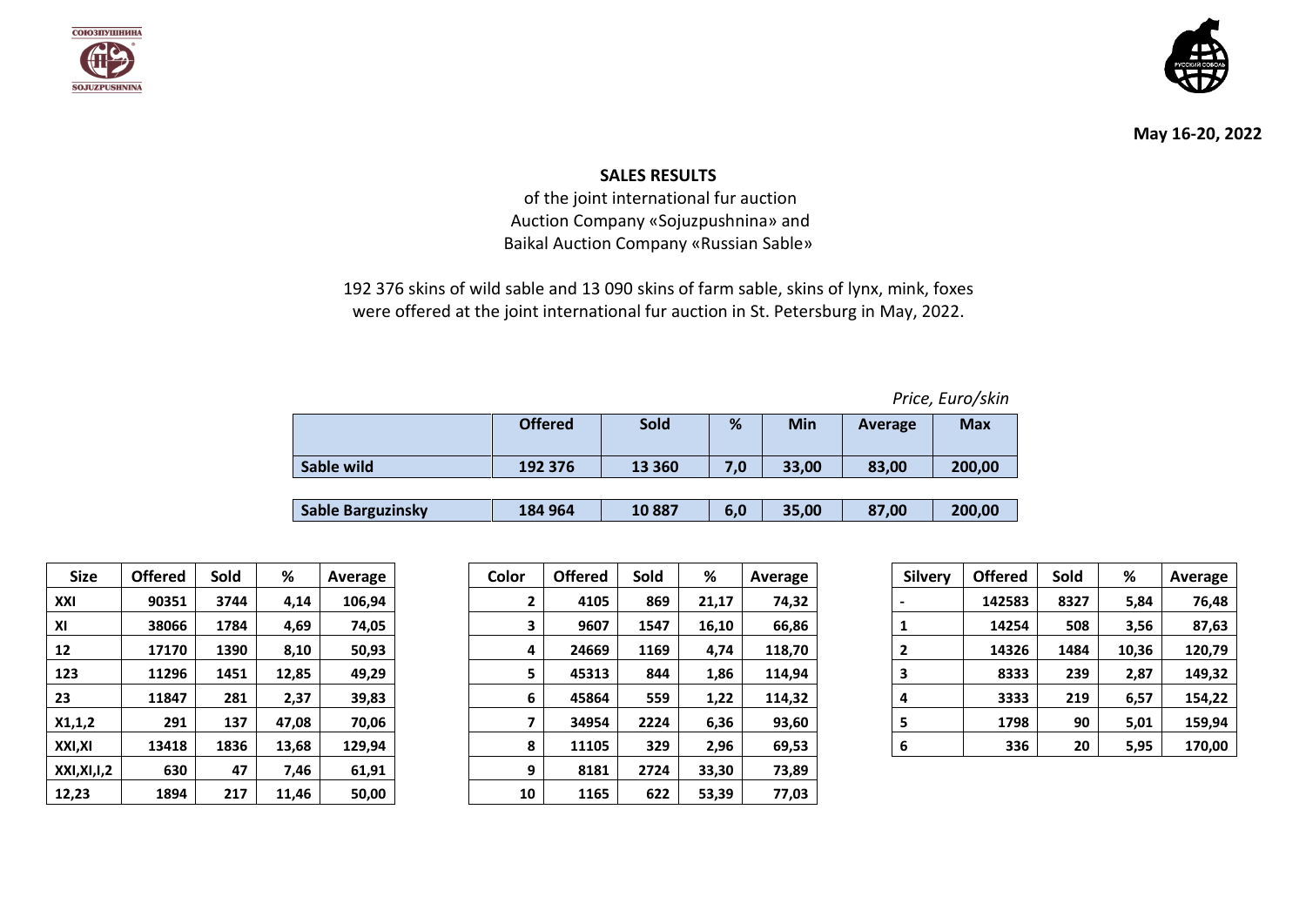СОЮЗПУШНИНА
SOJUZPUSHNINA

**May 16-20, 2022**

## SALES RESULTS

of the joint international fur auction
Auction Company «Sojuzpushnina» and
Baikal Auction Company «Russian Sable»

192 376 skins of wild sable and 13 090 skins of farm sable, skins of lynx, mink, foxes were offered at the joint international fur auction in St. Petersburg in May, 2022.

*Price, Euro/skin*

| | Offered | Sold | % | Min | Average | Max |
|---|---|---|---|---|---|---|
| **Sable wild** | **192 376** | **13 360** | **7,0** | **33,00** | **83,00** | **200,00** |
| **Sable Barguzinsky** | **184 964** | **10 887** | **6,0** | **35,00** | **87,00** | **200,00** |

| Size | Offered | Sold | % | Average |
|---|---|---|---|---|
| XXI | 90351 | 3744 | 4,14 | 106,94 |
| XI | 38066 | 1784 | 4,69 | 74,05 |
| 12 | 17170 | 1390 | 8,10 | 50,93 |
| 123 | 11296 | 1451 | 12,85 | 49,29 |
| 23 | 11847 | 281 | 2,37 | 39,83 |
| X1,1,2 | 291 | 137 | 47,08 | 70,06 |
| XXI,XI | 13418 | 1836 | 13,68 | 129,94 |
| XXI,XI,I,2 | 630 | 47 | 7,46 | 61,91 |
| 12,23 | 1894 | 217 | 11,46 | 50,00 |

| Color | Offered | Sold | % | Average |
|---|---|---|---|---|
| 2 | 4105 | 869 | 21,17 | 74,32 |
| 3 | 9607 | 1547 | 16,10 | 66,86 |
| 4 | 24669 | 1169 | 4,74 | 118,70 |
| 5 | 45313 | 844 | 1,86 | 114,94 |
| 6 | 45864 | 559 | 1,22 | 114,32 |
| 7 | 34954 | 2224 | 6,36 | 93,60 |
| 8 | 11105 | 329 | 2,96 | 69,53 |
| 9 | 8181 | 2724 | 33,30 | 73,89 |
| 10 | 1165 | 622 | 53,39 | 77,03 |

| Silvery | Offered | Sold | % | Average |
|---|---|---|---|---|
| - | 142583 | 8327 | 5,84 | 76,48 |
| 1 | 14254 | 508 | 3,56 | 87,63 |
| 2 | 14326 | 1484 | 10,36 | 120,79 |
| 3 | 8333 | 239 | 2,87 | 149,32 |
| 4 | 3333 | 219 | 6,57 | 154,22 |
| 5 | 1798 | 90 | 5,01 | 159,94 |
| 6 | 336 | 20 | 5,95 | 170,00 |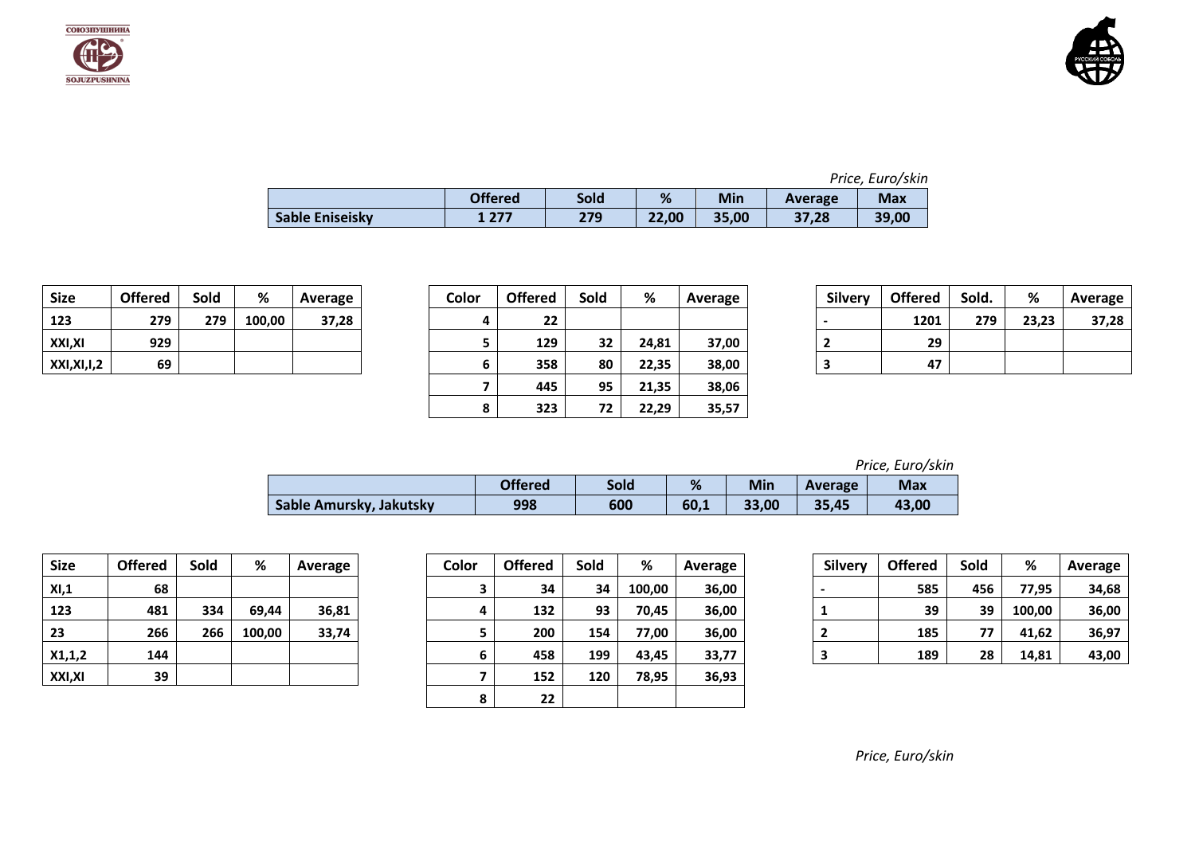*Price, Euro/skin*

| | Offered | Sold | % | Min | Average | Max |
|---|---|---|---|---|---|---|
| **Sable Eniseisky** | 1 277 | 279 | 22,00 | 35,00 | 37,28 | 39,00 |

| Size | Offered | Sold | % | Average |
|---|---|---|---|---|
| 123 | 279 | 279 | 100,00 | 37,28 |
| XXI,XI | 929 | | | |
| XXI,XI,I,2 | 69 | | | |

| Color | Offered | Sold | % | Average |
|---|---|---|---|---|
| 4 | 22 | | | |
| 5 | 129 | 32 | 24,81 | 37,00 |
| 6 | 358 | 80 | 22,35 | 38,00 |
| 7 | 445 | 95 | 21,35 | 38,06 |
| 8 | 323 | 72 | 22,29 | 35,57 |

| Silvery | Offered | Sold. | % | Average |
|---|---|---|---|---|
| - | 1201 | 279 | 23,23 | 37,28 |
| 2 | 29 | | | |
| 3 | 47 | | | |

*Price, Euro/skin*

| | Offered | Sold | % | Min | Average | Max |
|---|---|---|---|---|---|---|
| **Sable Amursky, Jakutsky** | 998 | 600 | 60,1 | 33,00 | 35,45 | 43,00 |

| Size | Offered | Sold | % | Average |
|---|---|---|---|---|
| XI,1 | 68 | | | |
| 123 | 481 | 334 | 69,44 | 36,81 |
| 23 | 266 | 266 | 100,00 | 33,74 |
| X1,1,2 | 144 | | | |
| XXI,XI | 39 | | | |

| Color | Offered | Sold | % | Average |
|---|---|---|---|---|
| 3 | 34 | 34 | 100,00 | 36,00 |
| 4 | 132 | 93 | 70,45 | 36,00 |
| 5 | 200 | 154 | 77,00 | 36,00 |
| 6 | 458 | 199 | 43,45 | 33,77 |
| 7 | 152 | 120 | 78,95 | 36,93 |
| 8 | 22 | | | |

| Silvery | Offered | Sold | % | Average |
|---|---|---|---|---|
| - | 585 | 456 | 77,95 | 34,68 |
| 1 | 39 | 39 | 100,00 | 36,00 |
| 2 | 185 | 77 | 41,62 | 36,97 |
| 3 | 189 | 28 | 14,81 | 43,00 |

*Price, Euro/skin*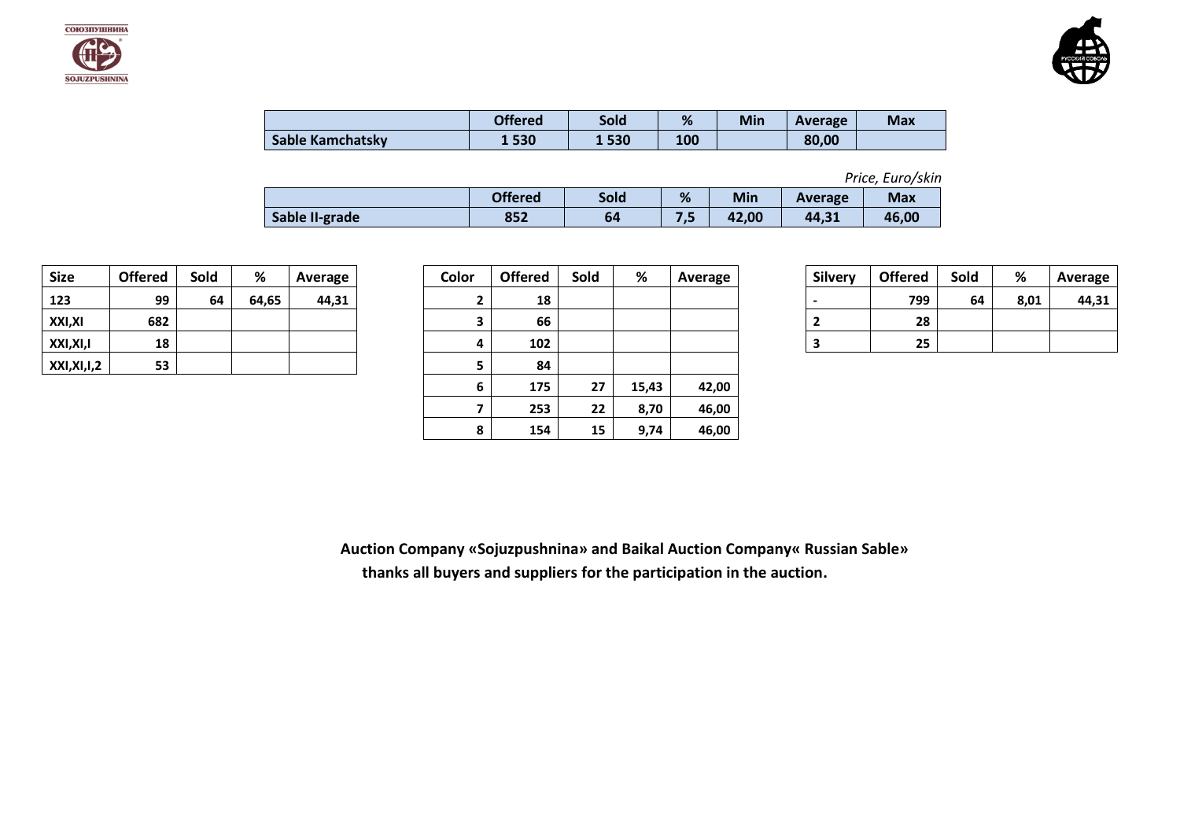| | Offered | Sold | % | Min | Average | Max |
|---|---|---|---|---|---|---|
| Sable Kamchatsky | 1 530 | 1 530 | 100 | | 80,00 | |

*Price, Euro/skin*

| | Offered | Sold | % | Min | Average | Max |
|---|---|---|---|---|---|---|
| Sable II-grade | 852 | 64 | 7,5 | 42,00 | 44,31 | 46,00 |

| Size | Offered | Sold | % | Average |
|---|---|---|---|---|
| 123 | 99 | 64 | 64,65 | 44,31 |
| XXI,XI | 682 | | | |
| XXI,XI,I | 18 | | | |
| XXI,XI,I,2 | 53 | | | |

| Color | Offered | Sold | % | Average |
|---|---|---|---|---|
| 2 | 18 | | | |
| 3 | 66 | | | |
| 4 | 102 | | | |
| 5 | 84 | | | |
| 6 | 175 | 27 | 15,43 | 42,00 |
| 7 | 253 | 22 | 8,70 | 46,00 |
| 8 | 154 | 15 | 9,74 | 46,00 |

| Silvery | Offered | Sold | % | Average |
|---|---|---|---|---|
| - | 799 | 64 | 8,01 | 44,31 |
| 2 | 28 | | | |
| 3 | 25 | | | |

**Auction Company «Sojuzpushnina» and Baikal Auction Company« Russian Sable» thanks all buyers and suppliers for the participation in the auction.**